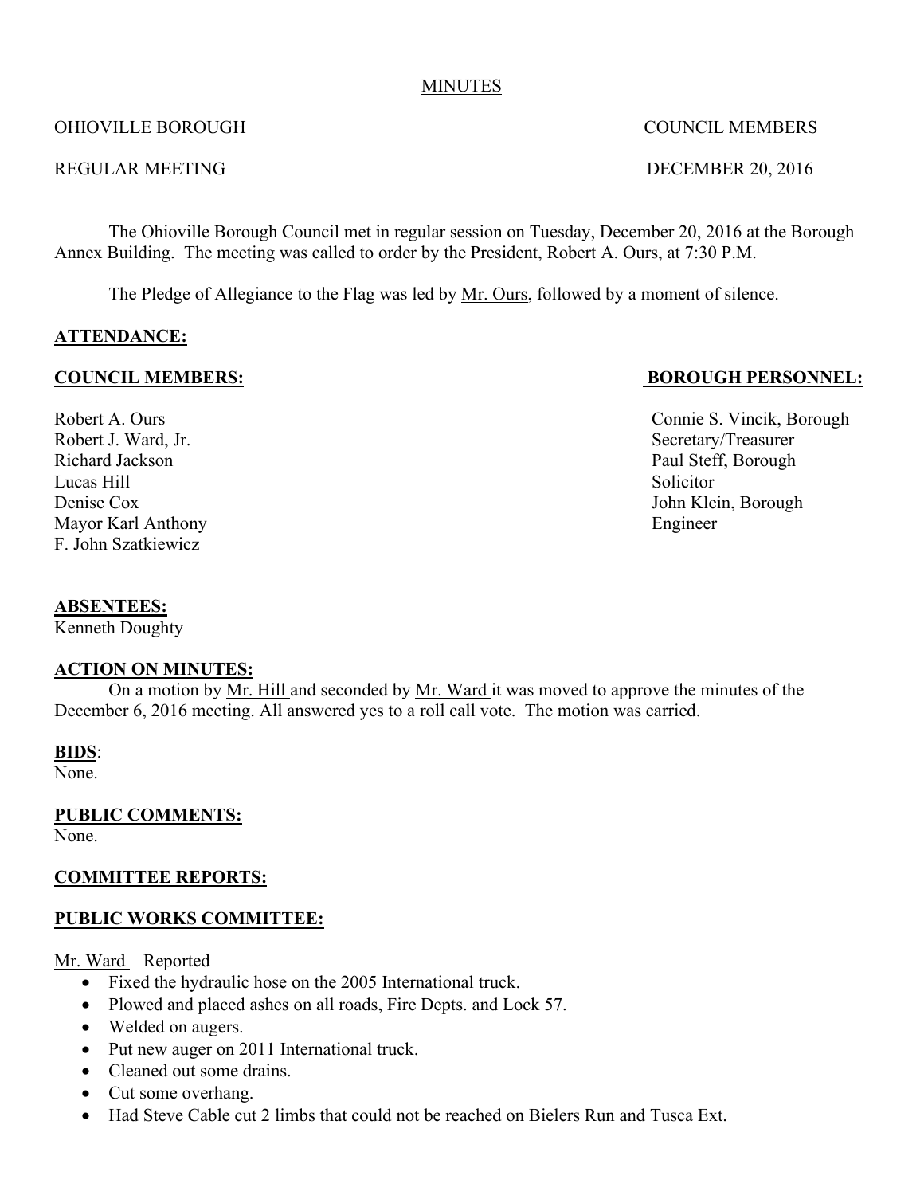MINUTES

OHIOVILLE BOROUGH COUNCIL MEMBERS

REGULAR MEETING DECEMBER 20, 2016

The Ohioville Borough Council met in regular session on Tuesday, December 20, 2016 at the Borough Annex Building. The meeting was called to order by the President, Robert A. Ours, at 7:30 P.M.

The Pledge of Allegiance to the Flag was led by Mr. Ours, followed by a moment of silence.

**ATTENDANCE:**

**COUNCIL MEMBERS:**

Robert A. Ours
Robert J. Ward, Jr.
Richard Jackson
Lucas Hill
Denise Cox
Mayor Karl Anthony
F. John Szatkiewicz

**BOROUGH PERSONNEL:**

Connie S. Vincik, Borough Secretary/Treasurer
Paul Steff, Borough Solicitor
John Klein, Borough Engineer

**ABSENTEES:**
Kenneth Doughty

**ACTION ON MINUTES:**

On a motion by Mr. Hill and seconded by Mr. Ward it was moved to approve the minutes of the December 6, 2016 meeting. All answered yes to a roll call vote. The motion was carried.

**BIDS**:
None.

**PUBLIC COMMENTS:**
None.

**COMMITTEE REPORTS:**

**PUBLIC WORKS COMMITTEE:**

Mr. Ward – Reported

- Fixed the hydraulic hose on the 2005 International truck.
- Plowed and placed ashes on all roads, Fire Depts. and Lock 57.
- Welded on augers.
- Put new auger on 2011 International truck.
- Cleaned out some drains.
- Cut some overhang.
- Had Steve Cable cut 2 limbs that could not be reached on Bielers Run and Tusca Ext.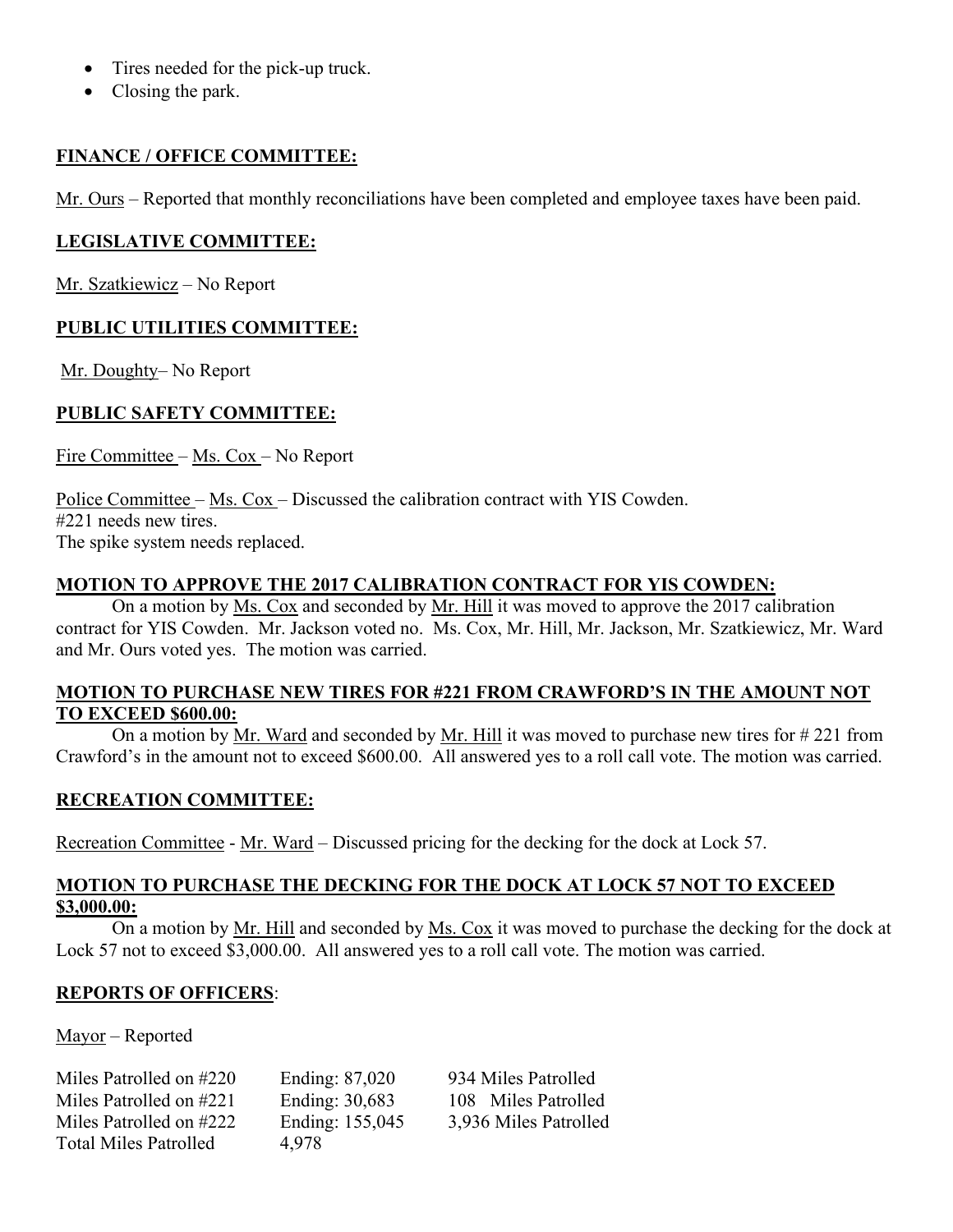- Tires needed for the pick-up truck.
- Closing the park.

## FINANCE / OFFICE COMMITTEE:

Mr. Ours – Reported that monthly reconciliations have been completed and employee taxes have been paid.

## LEGISLATIVE COMMITTEE:

Mr. Szatkiewicz – No Report

## PUBLIC UTILITIES COMMITTEE:

Mr. Doughty– No Report

## PUBLIC SAFETY COMMITTEE:

Fire Committee – Ms. Cox – No Report

Police Committee – Ms. Cox – Discussed the calibration contract with YIS Cowden.
#221 needs new tires.
The spike system needs replaced.

### MOTION TO APPROVE THE 2017 CALIBRATION CONTRACT FOR YIS COWDEN:

On a motion by Ms. Cox and seconded by Mr. Hill it was moved to approve the 2017 calibration contract for YIS Cowden. Mr. Jackson voted no. Ms. Cox, Mr. Hill, Mr. Jackson, Mr. Szatkiewicz, Mr. Ward and Mr. Ours voted yes. The motion was carried.

### MOTION TO PURCHASE NEW TIRES FOR #221 FROM CRAWFORD'S IN THE AMOUNT NOT TO EXCEED $600.00:

On a motion by Mr. Ward and seconded by Mr. Hill it was moved to purchase new tires for # 221 from Crawford's in the amount not to exceed $600.00. All answered yes to a roll call vote. The motion was carried.

## RECREATION COMMITTEE:

Recreation Committee - Mr. Ward – Discussed pricing for the decking for the dock at Lock 57.

### MOTION TO PURCHASE THE DECKING FOR THE DOCK AT LOCK 57 NOT TO EXCEED $3,000.00:

On a motion by Mr. Hill and seconded by Ms. Cox it was moved to purchase the decking for the dock at Lock 57 not to exceed $3,000.00. All answered yes to a roll call vote. The motion was carried.

## REPORTS OF OFFICERS:

Mayor – Reported

| | | |
|---|---|---|
| Miles Patrolled on #220 | Ending: 87,020 | 934 Miles Patrolled |
| Miles Patrolled on #221 | Ending: 30,683 | 108 Miles Patrolled |
| Miles Patrolled on #222 | Ending: 155,045 | 3,936 Miles Patrolled |
| Total Miles Patrolled | 4,978 | |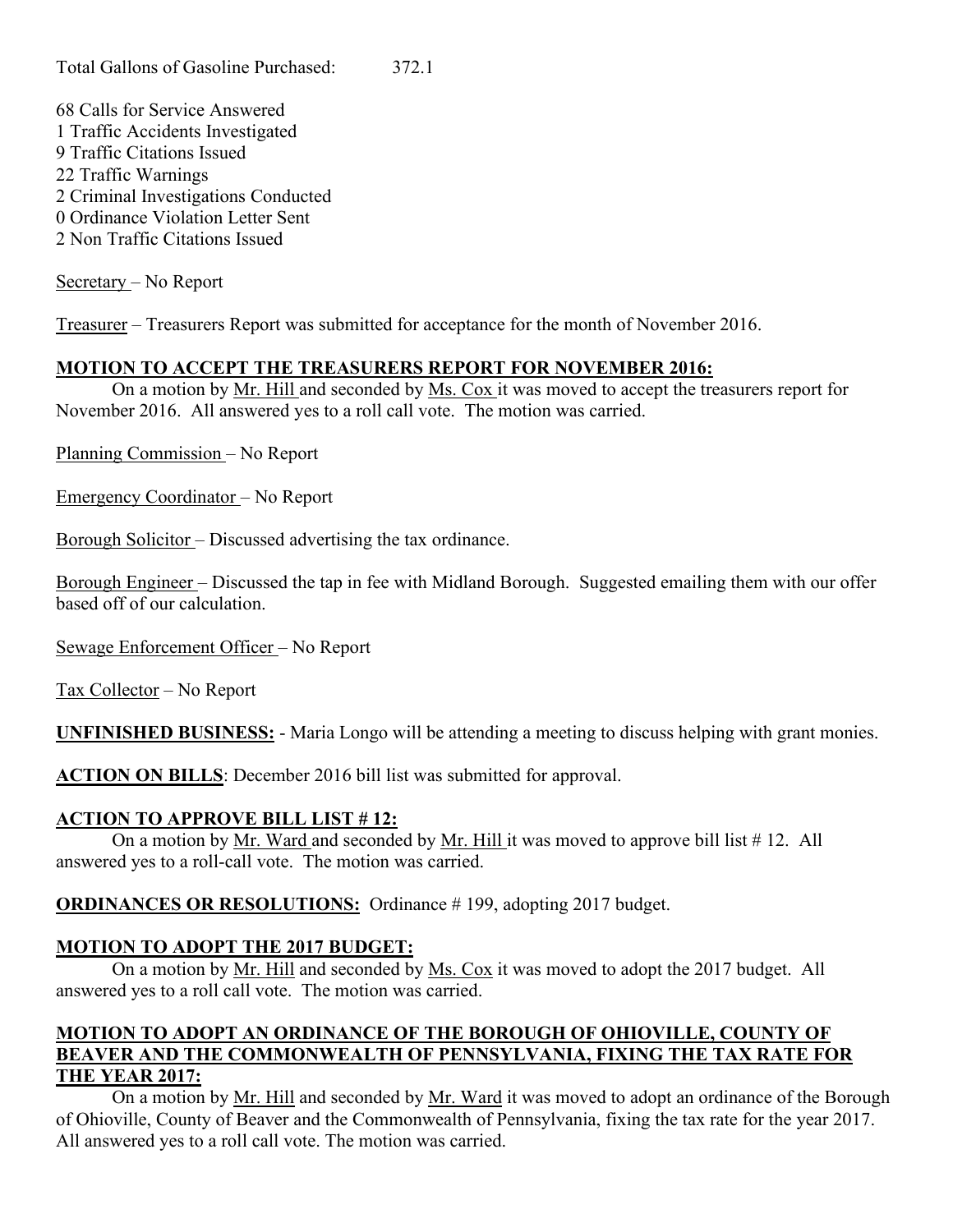Total Gallons of Gasoline Purchased: 372.1

68 Calls for Service Answered
1 Traffic Accidents Investigated
9 Traffic Citations Issued
22 Traffic Warnings
2 Criminal Investigations Conducted
0 Ordinance Violation Letter Sent
2 Non Traffic Citations Issued

Secretary – No Report

Treasurer – Treasurers Report was submitted for acceptance for the month of November 2016.

**MOTION TO ACCEPT THE TREASURERS REPORT FOR NOVEMBER 2016:**

On a motion by Mr. Hill and seconded by Ms. Cox it was moved to accept the treasurers report for November 2016. All answered yes to a roll call vote. The motion was carried.

Planning Commission – No Report

Emergency Coordinator – No Report

Borough Solicitor – Discussed advertising the tax ordinance.

Borough Engineer – Discussed the tap in fee with Midland Borough. Suggested emailing them with our offer based off of our calculation.

Sewage Enforcement Officer – No Report

Tax Collector – No Report

**UNFINISHED BUSINESS:** - Maria Longo will be attending a meeting to discuss helping with grant monies.

**ACTION ON BILLS**: December 2016 bill list was submitted for approval.

**ACTION TO APPROVE BILL LIST # 12:**

On a motion by Mr. Ward and seconded by Mr. Hill it was moved to approve bill list # 12. All answered yes to a roll-call vote. The motion was carried.

**ORDINANCES OR RESOLUTIONS:** Ordinance # 199, adopting 2017 budget.

**MOTION TO ADOPT THE 2017 BUDGET:**

On a motion by Mr. Hill and seconded by Ms. Cox it was moved to adopt the 2017 budget. All answered yes to a roll call vote. The motion was carried.

**MOTION TO ADOPT AN ORDINANCE OF THE BOROUGH OF OHIOVILLE, COUNTY OF BEAVER AND THE COMMONWEALTH OF PENNSYLVANIA, FIXING THE TAX RATE FOR THE YEAR 2017:**

On a motion by Mr. Hill and seconded by Mr. Ward it was moved to adopt an ordinance of the Borough of Ohioville, County of Beaver and the Commonwealth of Pennsylvania, fixing the tax rate for the year 2017. All answered yes to a roll call vote. The motion was carried.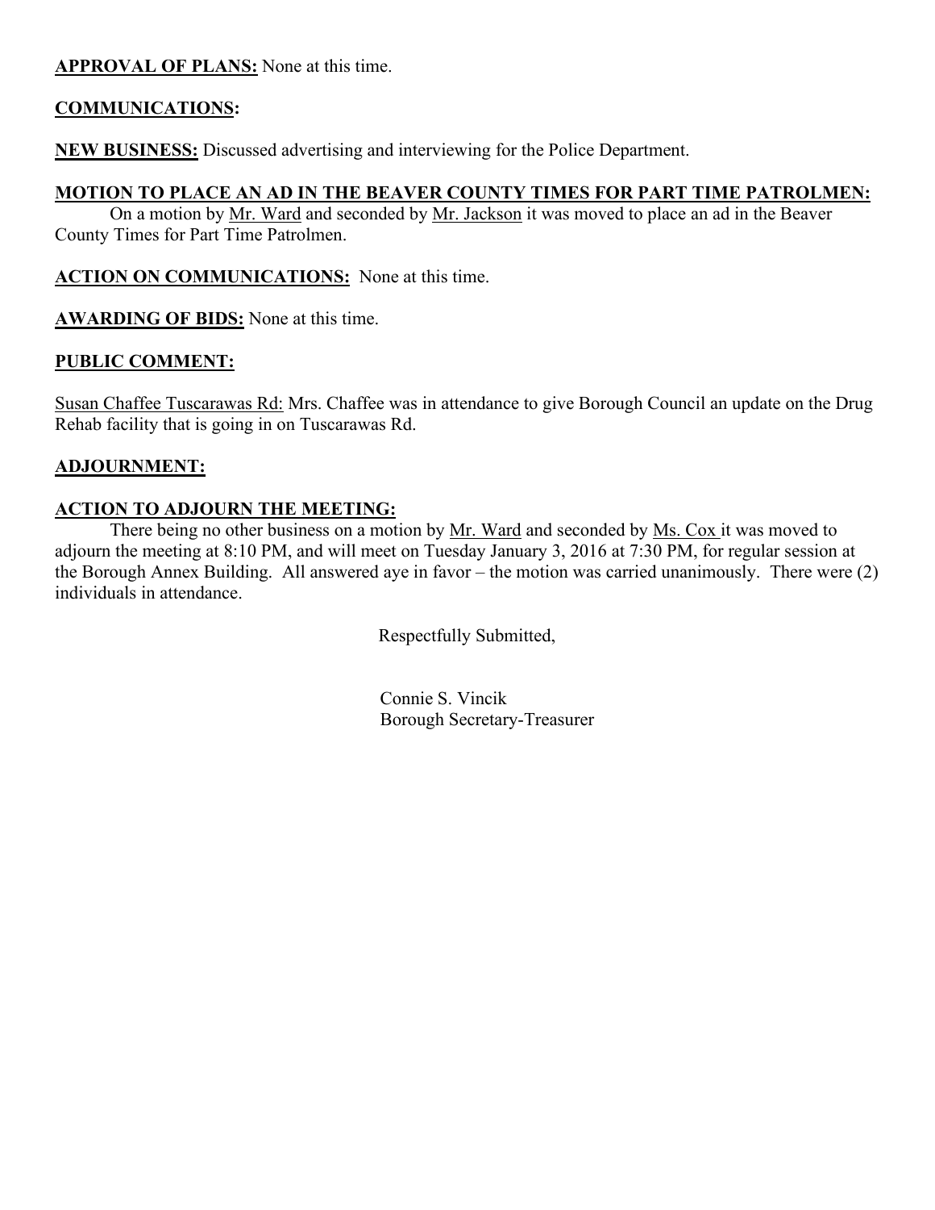**APPROVAL OF PLANS:** None at this time.

**COMMUNICATIONS:**

**NEW BUSINESS:** Discussed advertising and interviewing for the Police Department.

**MOTION TO PLACE AN AD IN THE BEAVER COUNTY TIMES FOR PART TIME PATROLMEN:**

On a motion by Mr. Ward and seconded by Mr. Jackson it was moved to place an ad in the Beaver County Times for Part Time Patrolmen.

**ACTION ON COMMUNICATIONS:** None at this time.

**AWARDING OF BIDS:** None at this time.

**PUBLIC COMMENT:**

Susan Chaffee Tuscarawas Rd: Mrs. Chaffee was in attendance to give Borough Council an update on the Drug Rehab facility that is going in on Tuscarawas Rd.

**ADJOURNMENT:**

**ACTION TO ADJOURN THE MEETING:**

There being no other business on a motion by Mr. Ward and seconded by Ms. Cox it was moved to adjourn the meeting at 8:10 PM, and will meet on Tuesday January 3, 2016 at 7:30 PM, for regular session at the Borough Annex Building. All answered aye in favor – the motion was carried unanimously. There were (2) individuals in attendance.

Respectfully Submitted,

Connie S. Vincik
Borough Secretary-Treasurer